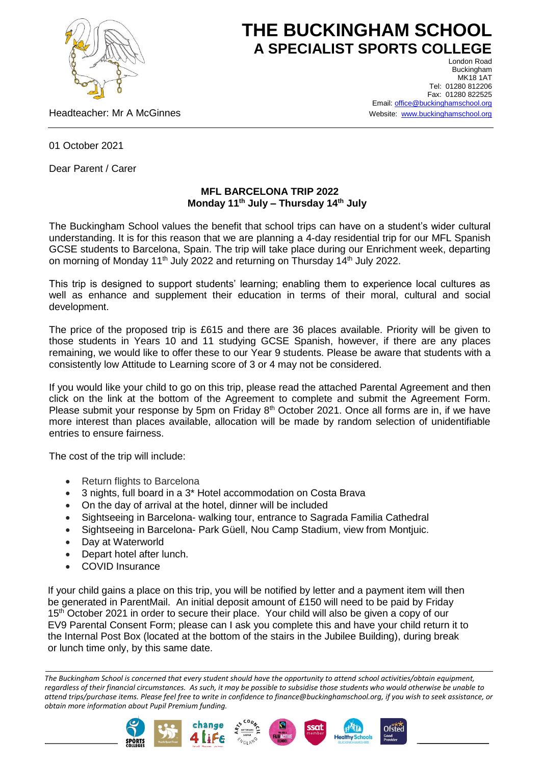# THE BUCKINGHAM SCHOOL
## A SPECIALIST SPORTS COLLEGE

London Road
Buckingham
MK18 1AT
Tel: 01280 812206
Fax: 01280 822525
Email: office@buckinghamschool.org
Website: www.buckinghamschool.org

Headteacher: Mr A McGinnes

01 October 2021

Dear Parent / Carer

**MFL BARCELONA TRIP 2022**
**Monday 11th July – Thursday 14th July**

The Buckingham School values the benefit that school trips can have on a student's wider cultural understanding. It is for this reason that we are planning a 4-day residential trip for our MFL Spanish GCSE students to Barcelona, Spain. The trip will take place during our Enrichment week, departing on morning of Monday 11th July 2022 and returning on Thursday 14th July 2022.

This trip is designed to support students' learning; enabling them to experience local cultures as well as enhance and supplement their education in terms of their moral, cultural and social development.

The price of the proposed trip is £615 and there are 36 places available. Priority will be given to those students in Years 10 and 11 studying GCSE Spanish, however, if there are any places remaining, we would like to offer these to our Year 9 students. Please be aware that students with a consistently low Attitude to Learning score of 3 or 4 may not be considered.

If you would like your child to go on this trip, please read the attached Parental Agreement and then click on the link at the bottom of the Agreement to complete and submit the Agreement Form. Please submit your response by 5pm on Friday 8th October 2021. Once all forms are in, if we have more interest than places available, allocation will be made by random selection of unidentifiable entries to ensure fairness.

The cost of the trip will include:

- Return flights to Barcelona
- 3 nights, full board in a 3* Hotel accommodation on Costa Brava
- On the day of arrival at the hotel, dinner will be included
- Sightseeing in Barcelona- walking tour, entrance to Sagrada Familia Cathedral
- Sightseeing in Barcelona- Park Güell, Nou Camp Stadium, view from Montjuic.
- Day at Waterworld
- Depart hotel after lunch.
- COVID Insurance

If your child gains a place on this trip, you will be notified by letter and a payment item will then be generated in ParentMail. An initial deposit amount of £150 will need to be paid by Friday 15th October 2021 in order to secure their place. Your child will also be given a copy of our EV9 Parental Consent Form; please can I ask you complete this and have your child return it to the Internal Post Box (located at the bottom of the stairs in the Jubilee Building), during break or lunch time only, by this same date.

*The Buckingham School is concerned that every student should have the opportunity to attend school activities/obtain equipment, regardless of their financial circumstances. As such, it may be possible to subsidise those students who would otherwise be unable to attend trips/purchase items. Please feel free to write in confidence to finance@buckinghamschool.org, if you wish to seek assistance, or obtain more information about Pupil Premium funding.*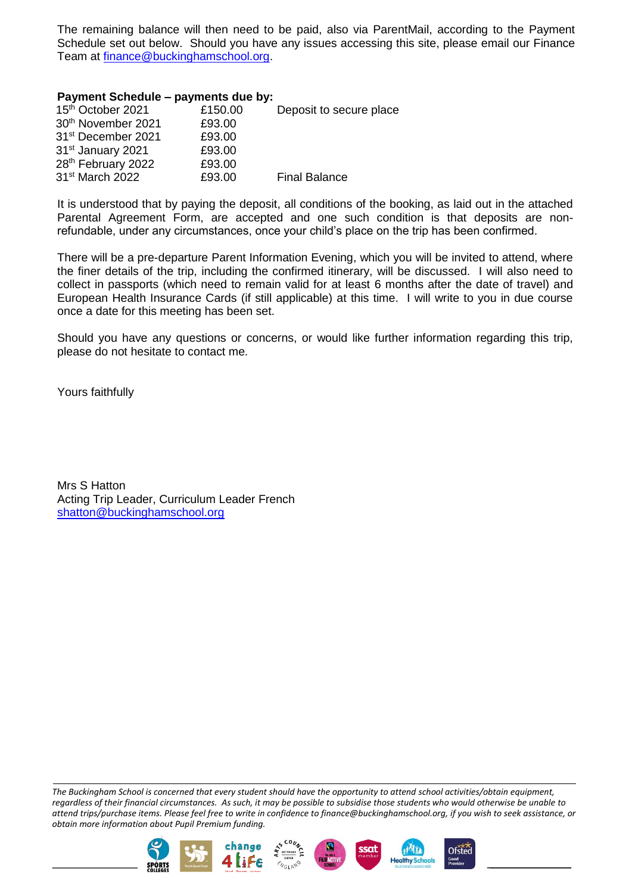The remaining balance will then need to be paid, also via ParentMail, according to the Payment Schedule set out below. Should you have any issues accessing this site, please email our Finance Team at finance@buckinghamschool.org.

**Payment Schedule – payments due by:**

| | | |
|---|---|---|
| 15th October 2021 | £150.00 | Deposit to secure place |
| 30th November 2021 | £93.00 | |
| 31st December 2021 | £93.00 | |
| 31st January 2021 | £93.00 | |
| 28th February 2022 | £93.00 | |
| 31st March 2022 | £93.00 | Final Balance |

It is understood that by paying the deposit, all conditions of the booking, as laid out in the attached Parental Agreement Form, are accepted and one such condition is that deposits are non-refundable, under any circumstances, once your child's place on the trip has been confirmed.

There will be a pre-departure Parent Information Evening, which you will be invited to attend, where the finer details of the trip, including the confirmed itinerary, will be discussed. I will also need to collect in passports (which need to remain valid for at least 6 months after the date of travel) and European Health Insurance Cards (if still applicable) at this time. I will write to you in due course once a date for this meeting has been set.

Should you have any questions or concerns, or would like further information regarding this trip, please do not hesitate to contact me.

Yours faithfully

Mrs S Hatton
Acting Trip Leader, Curriculum Leader French
shatton@buckinghamschool.org

*The Buckingham School is concerned that every student should have the opportunity to attend school activities/obtain equipment, regardless of their financial circumstances. As such, it may be possible to subsidise those students who would otherwise be unable to attend trips/purchase items. Please feel free to write in confidence to finance@buckinghamschool.org, if you wish to seek assistance, or obtain more information about Pupil Premium funding.*